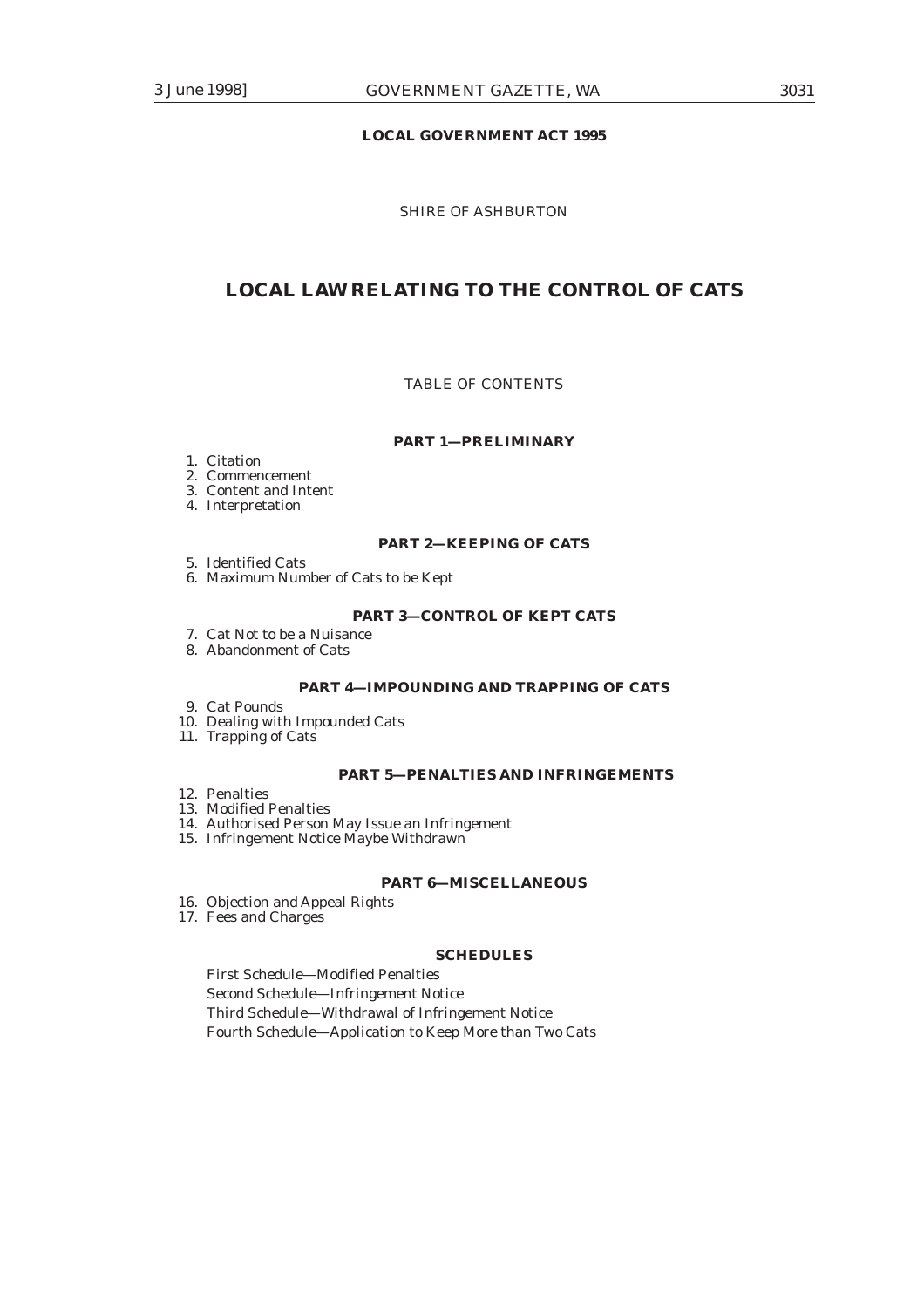**LOCAL GOVERNMENT ACT 1995**

SHIRE OF ASHBURTON

# LOCAL LAW RELATING TO THE CONTROL OF CATS

TABLE OF CONTENTS

## PART 1—PRELIMINARY

1. Citation
2. Commencement
3. Content and Intent
4. Interpretation

## PART 2—KEEPING OF CATS

5. Identified Cats
6. Maximum Number of Cats to be Kept

## PART 3—CONTROL OF KEPT CATS

7. Cat Not to be a Nuisance
8. Abandonment of Cats

## PART 4—IMPOUNDING AND TRAPPING OF CATS

9. Cat Pounds
10. Dealing with Impounded Cats
11. Trapping of Cats

## PART 5—PENALTIES AND INFRINGEMENTS

12. Penalties
13. Modified Penalties
14. Authorised Person May Issue an Infringement
15. Infringement Notice Maybe Withdrawn

## PART 6—MISCELLANEOUS

16. Objection and Appeal Rights
17. Fees and Charges

## SCHEDULES

First Schedule—Modified Penalties

Second Schedule—Infringement Notice

Third Schedule—Withdrawal of Infringement Notice

Fourth Schedule—Application to Keep More than Two Cats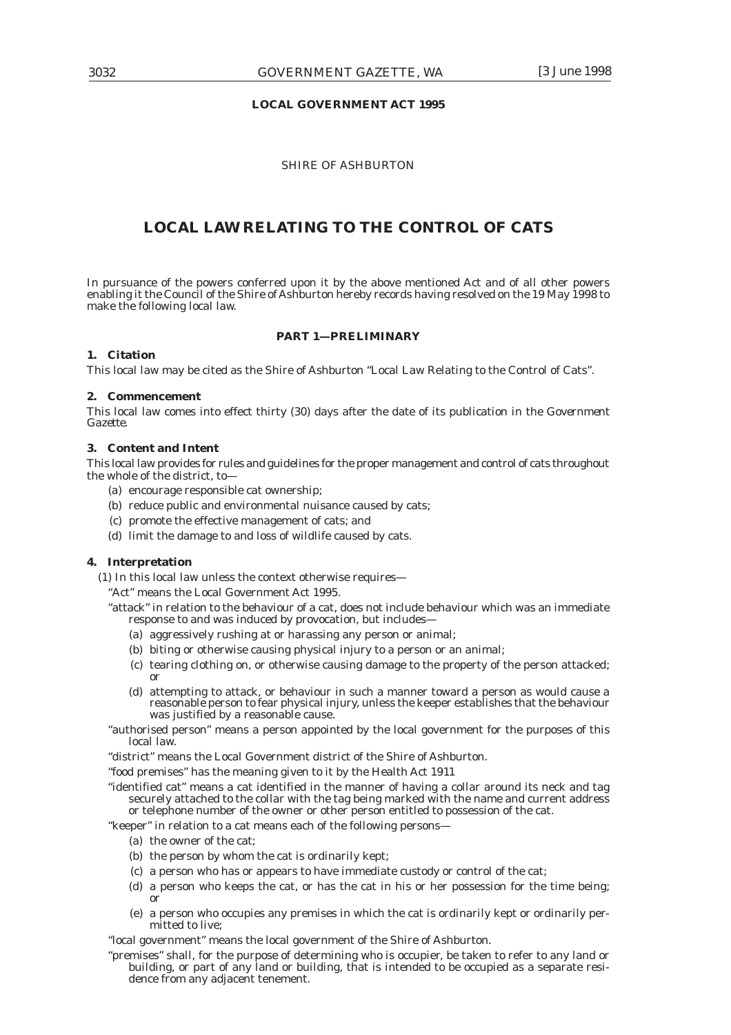**LOCAL GOVERNMENT ACT 1995**

SHIRE OF ASHBURTON

# LOCAL LAW RELATING TO THE CONTROL OF CATS

In pursuance of the powers conferred upon it by the above mentioned Act and of all other powers enabling it the Council of the Shire of Ashburton hereby records having resolved on the 19 May 1998 to make the following local law.

## PART 1—PRELIMINARY

**1. Citation**

This local law may be cited as the Shire of Ashburton "Local Law Relating to the Control of Cats".

**2. Commencement**

This local law comes into effect thirty (30) days after the date of its publication in the *Government Gazette*.

**3. Content and Intent**

This local law provides for rules and guidelines for the proper management and control of cats throughout the whole of the district, to—

(a) encourage responsible cat ownership;

(b) reduce public and environmental nuisance caused by cats;

(c) promote the effective management of cats; and

(d) limit the damage to and loss of wildlife caused by cats.

**4. Interpretation**

(1) In this local law unless the context otherwise requires—

"Act" means the Local Government Act 1995.

"attack" in relation to the behaviour of a cat, does not include behaviour which was an immediate response to and was induced by provocation, but includes—

(a) aggressively rushing at or harassing any person or animal;

(b) biting or otherwise causing physical injury to a person or an animal;

(c) tearing clothing on, or otherwise causing damage to the property of the person attacked; or

(d) attempting to attack, or behaviour in such a manner toward a person as would cause a reasonable person to fear physical injury, unless the keeper establishes that the behaviour was justified by a reasonable cause.

"authorised person" means a person appointed by the local government for the purposes of this local law.

"district" means the Local Government district of the Shire of Ashburton.

"food premises" has the meaning given to it by the Health Act 1911

"identified cat" means a cat identified in the manner of having a collar around its neck and tag securely attached to the collar with the tag being marked with the name and current address or telephone number of the owner or other person entitled to possession of the cat.

"keeper" in relation to a cat means each of the following persons—

(a) the owner of the cat;

(b) the person by whom the cat is ordinarily kept;

(c) a person who has or appears to have immediate custody or control of the cat;

(d) a person who keeps the cat, or has the cat in his or her possession for the time being; or

(e) a person who occupies any premises in which the cat is ordinarily kept or ordinarily permitted to live;

"local government" means the local government of the Shire of Ashburton.

"premises" shall, for the purpose of determining who is occupier, be taken to refer to any land or building, or part of any land or building, that is intended to be occupied as a separate residence from any adjacent tenement.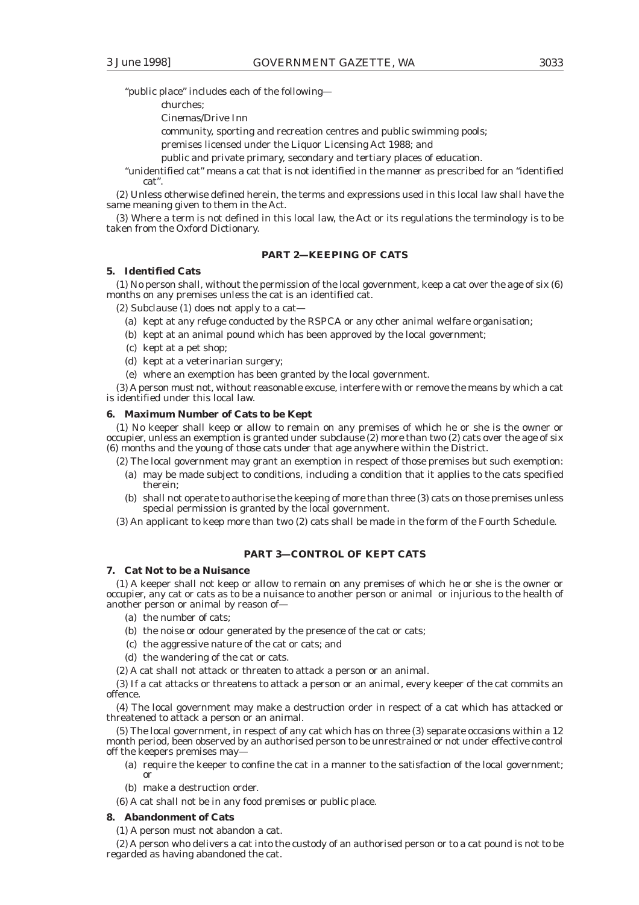"public place" includes each of the following—

churches;

Cinemas/Drive Inn

community, sporting and recreation centres and public swimming pools;

premises licensed under the Liquor Licensing Act 1988; and

public and private primary, secondary and tertiary places of education.

"unidentified cat" means a cat that is not identified in the manner as prescribed for an "identified cat".

(2) Unless otherwise defined herein, the terms and expressions used in this local law shall have the same meaning given to them in the Act.

(3) Where a term is not defined in this local law, the Act or its regulations the terminology is to be taken from the Oxford Dictionary.

## PART 2—KEEPING OF CATS

### 5. Identified Cats

(1) No person shall, without the permission of the local government, keep a cat over the age of six (6) months on any premises unless the cat is an identified cat.

(2) Subclause (1) does not apply to a cat—

(a) kept at any refuge conducted by the RSPCA or any other animal welfare organisation;

(b) kept at an animal pound which has been approved by the local government;

(c) kept at a pet shop;

(d) kept at a veterinarian surgery;

(e) where an exemption has been granted by the local government.

(3) A person must not, without reasonable excuse, interfere with or remove the means by which a cat is identified under this local law.

### 6. Maximum Number of Cats to be Kept

(1) No keeper shall keep or allow to remain on any premises of which he or she is the owner or occupier, unless an exemption is granted under subclause (2) more than two (2) cats over the age of six (6) months and the young of those cats under that age anywhere within the District.

(2) The local government may grant an exemption in respect of those premises but such exemption:

(a) may be made subject to conditions, including a condition that it applies to the cats specified therein;

(b) shall not operate to authorise the keeping of more than three (3) cats on those premises unless special permission is granted by the local government.

(3) An applicant to keep more than two (2) cats shall be made in the form of the Fourth Schedule.

## PART 3—CONTROL OF KEPT CATS

### 7. Cat Not to be a Nuisance

(1) A keeper shall not keep or allow to remain on any premises of which he or she is the owner or occupier, any cat or cats as to be a nuisance to another person or animal or injurious to the health of another person or animal by reason of—

(a) the number of cats;

(b) the noise or odour generated by the presence of the cat or cats;

(c) the aggressive nature of the cat or cats; and

(d) the wandering of the cat or cats.

(2) A cat shall not attack or threaten to attack a person or an animal.

(3) If a cat attacks or threatens to attack a person or an animal, every keeper of the cat commits an offence.

(4) The local government may make a destruction order in respect of a cat which has attacked or threatened to attack a person or an animal.

(5) The local government, in respect of any cat which has on three (3) separate occasions within a 12 month period, been observed by an authorised person to be unrestrained or not under effective control off the keepers premises may—

(a) require the keeper to confine the cat in a manner to the satisfaction of the local government; or

(b) make a destruction order.

(6) A cat shall not be in any food premises or public place.

### 8. Abandonment of Cats

(1) A person must not abandon a cat.

(2) A person who delivers a cat into the custody of an authorised person or to a cat pound is not to be regarded as having abandoned the cat.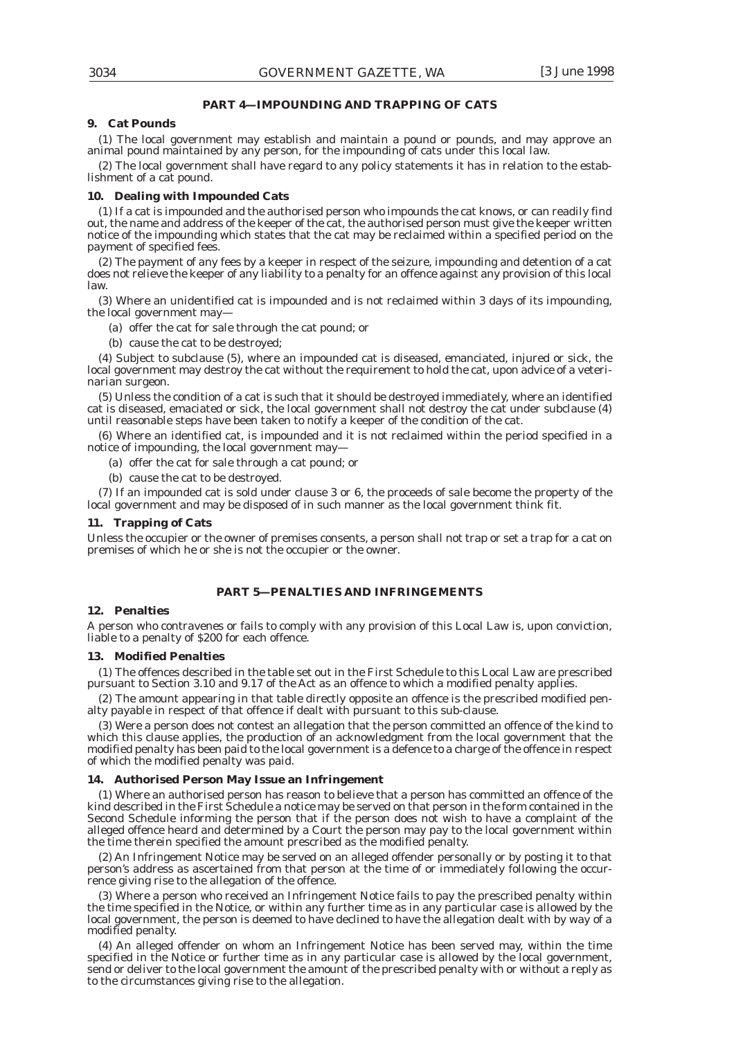## PART 4—IMPOUNDING AND TRAPPING OF CATS

### 9. Cat Pounds

(1) The local government may establish and maintain a pound or pounds, and may approve an animal pound maintained by any person, for the impounding of cats under this local law.

(2) The local government shall have regard to any policy statements it has in relation to the establishment of a cat pound.

### 10. Dealing with Impounded Cats

(1) If a cat is impounded and the authorised person who impounds the cat knows, or can readily find out, the name and address of the keeper of the cat, the authorised person must give the keeper written notice of the impounding which states that the cat may be reclaimed within a specified period on the payment of specified fees.

(2) The payment of any fees by a keeper in respect of the seizure, impounding and detention of a cat does not relieve the keeper of any liability to a penalty for an offence against any provision of this local law.

(3) Where an unidentified cat is impounded and is not reclaimed within 3 days of its impounding, the local government may—

(a) offer the cat for sale through the cat pound; or

(b) cause the cat to be destroyed;

(4) Subject to subclause (5), where an impounded cat is diseased, emanciated, injured or sick, the local government may destroy the cat without the requirement to hold the cat, upon advice of a veterinarian surgeon.

(5) Unless the condition of a cat is such that it should be destroyed immediately, where an identified cat is diseased, emaciated or sick, the local government shall not destroy the cat under subclause (4) until reasonable steps have been taken to notify a keeper of the condition of the cat.

(6) Where an identified cat, is impounded and it is not reclaimed within the period specified in a notice of impounding, the local government may—

(a) offer the cat for sale through a cat pound; or

(b) cause the cat to be destroyed.

(7) If an impounded cat is sold under clause 3 or 6, the proceeds of sale become the property of the local government and may be disposed of in such manner as the local government think fit.

### 11. Trapping of Cats

Unless the occupier or the owner of premises consents, a person shall not trap or set a trap for a cat on premises of which he or she is not the occupier or the owner.

## PART 5—PENALTIES AND INFRINGEMENTS

### 12. Penalties

A person who contravenes or fails to comply with any provision of this Local Law is, upon conviction, liable to a penalty of $200 for each offence.

### 13. Modified Penalties

(1) The offences described in the table set out in the First Schedule to this Local Law are prescribed pursuant to Section 3.10 and 9.17 of the Act as an offence to which a modified penalty applies.

(2) The amount appearing in that table directly opposite an offence is the prescribed modified penalty payable in respect of that offence if dealt with pursuant to this sub-clause.

(3) Were a person does not contest an allegation that the person committed an offence of the kind to which this clause applies, the production of an acknowledgment from the local government that the modified penalty has been paid to the local government is a defence to a charge of the offence in respect of which the modified penalty was paid.

### 14. Authorised Person May Issue an Infringement

(1) Where an authorised person has reason to believe that a person has committed an offence of the kind described in the First Schedule a notice may be served on that person in the form contained in the Second Schedule informing the person that if the person does not wish to have a complaint of the alleged offence heard and determined by a Court the person may pay to the local government within the time therein specified the amount prescribed as the modified penalty.

(2) An Infringement Notice may be served on an alleged offender personally or by posting it to that person's address as ascertained from that person at the time of or immediately following the occurrence giving rise to the allegation of the offence.

(3) Where a person who received an Infringement Notice fails to pay the prescribed penalty within the time specified in the Notice, or within any further time as in any particular case is allowed by the local government, the person is deemed to have declined to have the allegation dealt with by way of a modified penalty.

(4) An alleged offender on whom an Infringement Notice has been served may, within the time specified in the Notice or further time as in any particular case is allowed by the local government, send or deliver to the local government the amount of the prescribed penalty with or without a reply as to the circumstances giving rise to the allegation.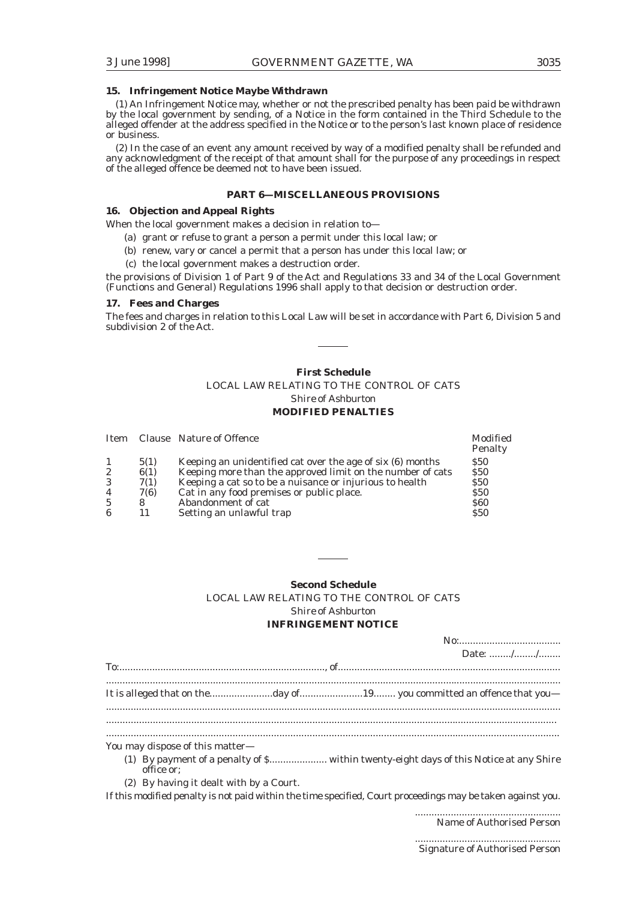**15. Infringement Notice Maybe Withdrawn**

(1) An Infringement Notice may, whether or not the prescribed penalty has been paid be withdrawn by the local government by sending, of a Notice in the form contained in the Third Schedule to the alleged offender at the address specified in the Notice or to the person's last known place of residence or business.

(2) In the case of an event any amount received by way of a modified penalty shall be refunded and any acknowledgment of the receipt of that amount shall for the purpose of any proceedings in respect of the alleged offence be deemed not to have been issued.

## PART 6—MISCELLANEOUS PROVISIONS

**16. Objection and Appeal Rights**

When the local government makes a decision in relation to—

(a) grant or refuse to grant a person a permit under this local law; or

(b) renew, vary or cancel a permit that a person has under this local law; or

(c) the local government makes a destruction order.

the provisions of Division 1 of Part 9 of the Act and Regulations 33 and 34 of the Local Government (Functions and General) Regulations 1996 shall apply to that decision or destruction order.

**17. Fees and Charges**

The fees and charges in relation to this Local Law will be set in accordance with Part 6, Division 5 and subdivision 2 of the Act.

---

**First Schedule**

LOCAL LAW RELATING TO THE CONTROL OF CATS

*Shire of Ashburton*

**MODIFIED PENALTIES**

| Item | Clause | Nature of Offence | Modified Penalty |
|---|---|---|---|
| 1 | 5(1) | Keeping an unidentified cat over the age of six (6) months | $50 |
| 2 | 6(1) | Keeping more than the approved limit on the number of cats | $50 |
| 3 | 7(1) | Keeping a cat so to be a nuisance or injurious to health | $50 |
| 4 | 7(6) | Cat in any food premises or public place. | $50 |
| 5 | 8 | Abandonment of cat | $60 |
| 6 | 11 | Setting an unlawful trap | $50 |

---

**Second Schedule**

LOCAL LAW RELATING TO THE CONTROL OF CATS

*Shire of Ashburton*

**INFRINGEMENT NOTICE**

No:......................................

Date: ......../......../........

To:............................................................................, of.................................................................................................

...................................................................................................................................................................

It is alleged that on the.......................day of.......................19........ you committed an offence that you—

...................................................................................................................................................................

...................................................................................................................................................................

...................................................................................................................................................................

You may dispose of this matter—

(1) By payment of a penalty of $..................... within twenty-eight days of this Notice at any Shire office or;

(2) By having it dealt with by a Court.

If this modified penalty is not paid within the time specified, Court proceedings may be taken against you.

......................................................
Name of Authorised Person

......................................................
Signature of Authorised Person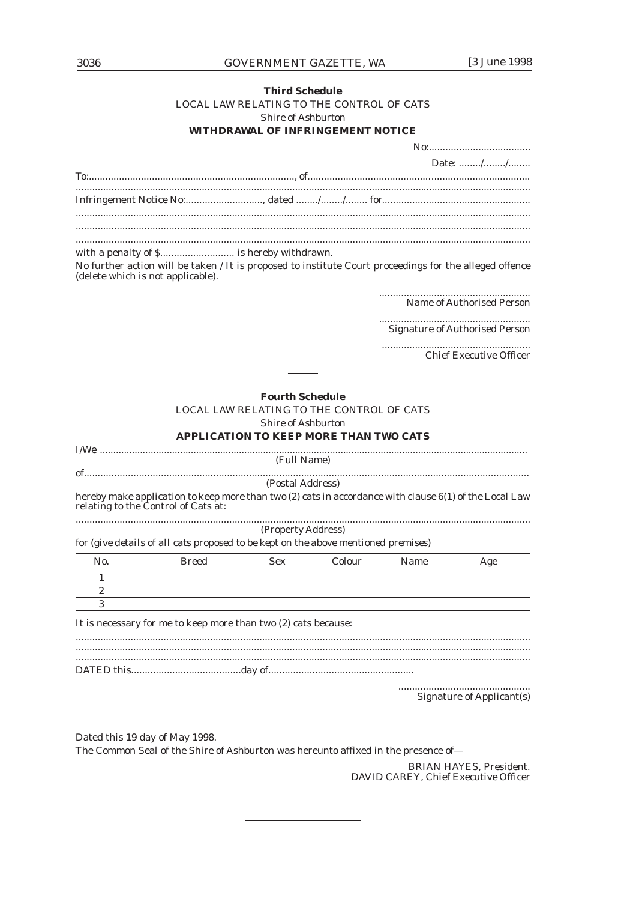**Third Schedule**

LOCAL LAW RELATING TO THE CONTROL OF CATS

*Shire of Ashburton*

**WITHDRAWAL OF INFRINGEMENT NOTICE**

No:......................................

Date: ......../......../........

To:.........................................................................., of..............................................................................

.............................................................................................................................................................

Infringement Notice No:............................., dated ......../......../........ for......................................................

.............................................................................................................................................................

.............................................................................................................................................................

.............................................................................................................................................................

with a penalty of $........................... is hereby withdrawn.

No further action will be taken / It is proposed to institute Court proceedings for the alleged offence (delete which is not applicable).

.......................................................
Name of Authorised Person

.......................................................
Signature of Authorised Person

.......................................................
Chief Executive Officer

---

**Fourth Schedule**

LOCAL LAW RELATING TO THE CONTROL OF CATS

*Shire of Ashburton*

**APPLICATION TO KEEP MORE THAN TWO CATS**

I/We .............................................................................................................................................
(Full Name)

of..................................................................................................................................................
(Postal Address)

hereby make application to keep more than two (2) cats in accordance with clause 6(1) of the Local Law relating to the Control of Cats at:

.....................................................................................................................................................
(Property Address)

for (*give details of all cats proposed to be kept on the above mentioned premises*)

| No. | Breed | Sex | Colour | Name | Age |
|---|---|---|---|---|---|
| 1 | | | | | |
| 2 | | | | | |
| 3 | | | | | |

It is necessary for me to keep more than two (2) cats because:

.....................................................................................................................................................

.....................................................................................................................................................

.....................................................................................................................................................

DATED this.......................................day of....................................................

................................................
Signature of Applicant(s)

---

Dated this 19 day of May 1998.

The Common Seal of the Shire of Ashburton was hereunto affixed in the presence of—

BRIAN HAYES, President.
DAVID CAREY, Chief Executive Officer